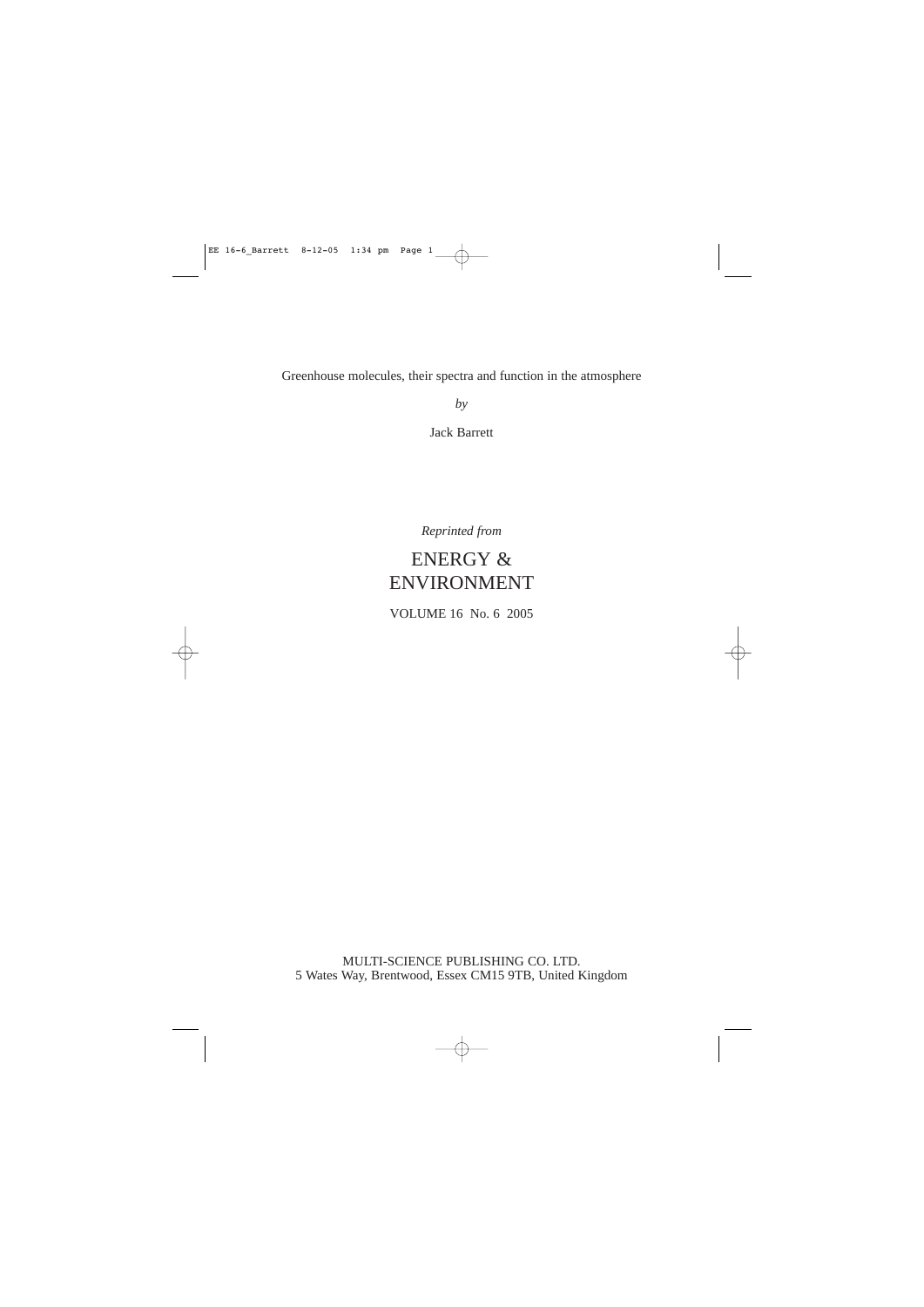Greenhouse molecules, their spectra and function in the atmosphere

*by*

Jack Barrett

*Reprinted from*

# ENERGY & ENVIRONMENT

VOLUME 16 No. 6 2005

MULTI-SCIENCE PUBLISHING CO. LTD.
5 Wates Way, Brentwood, Essex CM15 9TB, United Kingdom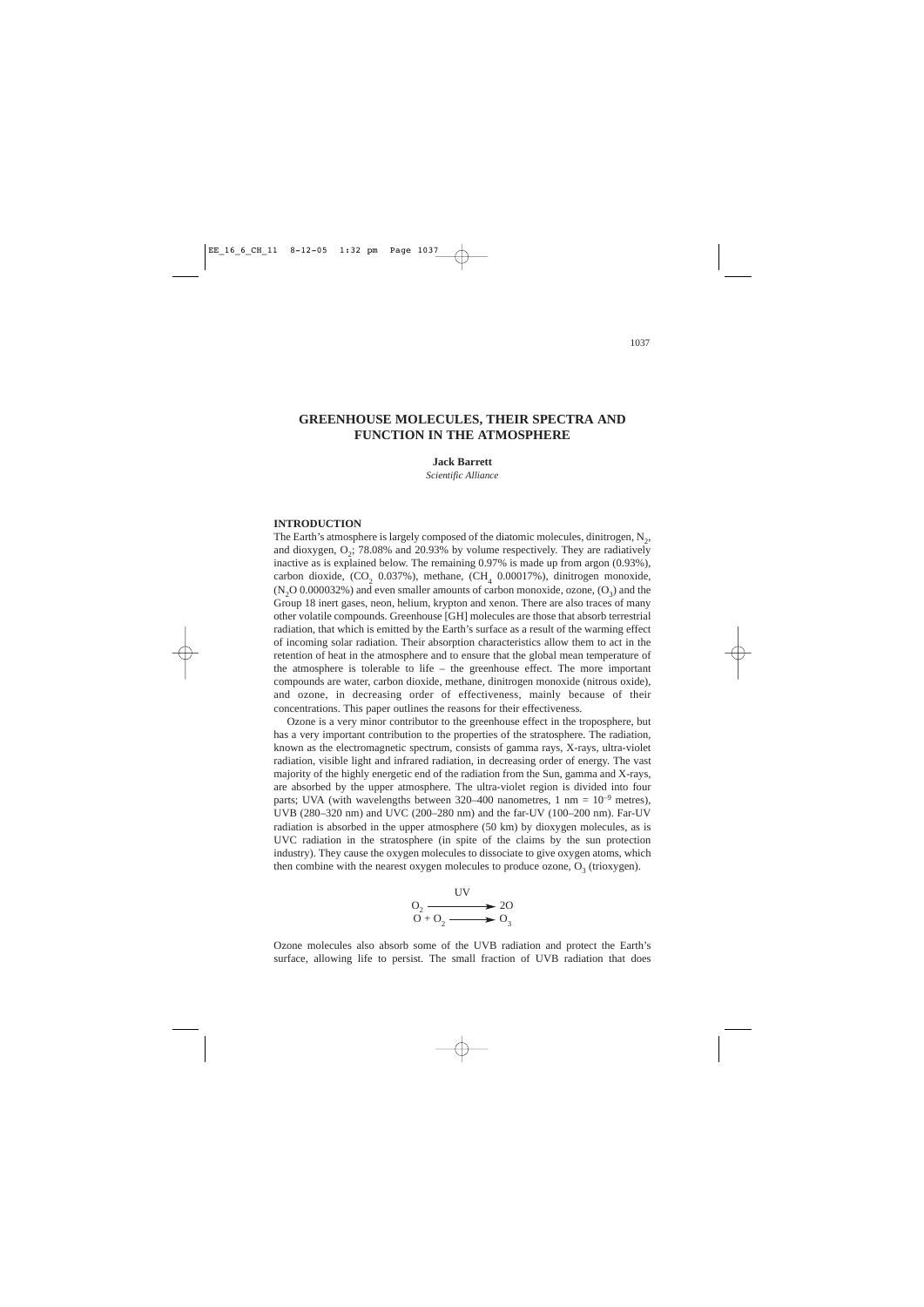# GREENHOUSE MOLECULES, THEIR SPECTRA AND FUNCTION IN THE ATMOSPHERE

**Jack Barrett**

*Scientific Alliance*

## INTRODUCTION

The Earth's atmosphere is largely composed of the diatomic molecules, dinitrogen, $N_2$, and dioxygen, $O_2$; 78.08% and 20.93% by volume respectively. They are radiatively inactive as is explained below. The remaining 0.97% is made up from argon (0.93%), carbon dioxide, ($CO_2$ 0.037%), methane, ($CH_4$ 0.00017%), dinitrogen monoxide, ($N_2O$ 0.000032%) and even smaller amounts of carbon monoxide, ozone, ($O_3$) and the Group 18 inert gases, neon, helium, krypton and xenon. There are also traces of many other volatile compounds. Greenhouse [GH] molecules are those that absorb terrestrial radiation, that which is emitted by the Earth's surface as a result of the warming effect of incoming solar radiation. Their absorption characteristics allow them to act in the retention of heat in the atmosphere and to ensure that the global mean temperature of the atmosphere is tolerable to life – the greenhouse effect. The more important compounds are water, carbon dioxide, methane, dinitrogen monoxide (nitrous oxide), and ozone, in decreasing order of effectiveness, mainly because of their concentrations. This paper outlines the reasons for their effectiveness.

Ozone is a very minor contributor to the greenhouse effect in the troposphere, but has a very important contribution to the properties of the stratosphere. The radiation, known as the electromagnetic spectrum, consists of gamma rays, X-rays, ultra-violet radiation, visible light and infrared radiation, in decreasing order of energy. The vast majority of the highly energetic end of the radiation from the Sun, gamma and X-rays, are absorbed by the upper atmosphere. The ultra-violet region is divided into four parts; UVA (with wavelengths between 320–400 nanometres, 1 nm = $10^{-9}$ metres), UVB (280–320 nm) and UVC (200–280 nm) and the far-UV (100–200 nm). Far-UV radiation is absorbed in the upper atmosphere (50 km) by dioxygen molecules, as is UVC radiation in the stratosphere (in spite of the claims by the sun protection industry). They cause the oxygen molecules to dissociate to give oxygen atoms, which then combine with the nearest oxygen molecules to produce ozone, $O_3$ (trioxygen).

$$O_2 \xrightarrow{\text{UV}} 2O$$
$$O + O_2 \longrightarrow O_3$$

Ozone molecules also absorb some of the UVB radiation and protect the Earth's surface, allowing life to persist. The small fraction of UVB radiation that does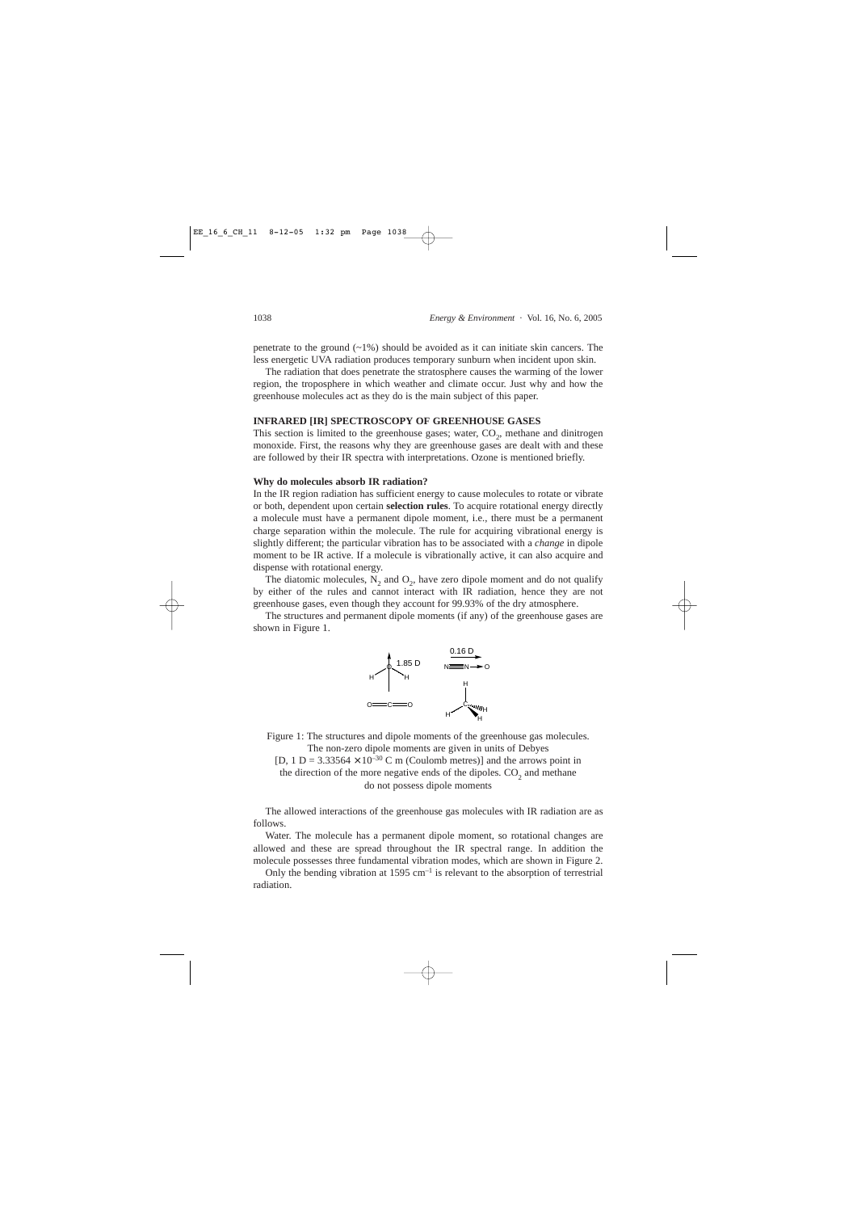penetrate to the ground (~1%) should be avoided as it can initiate skin cancers. The less energetic UVA radiation produces temporary sunburn when incident upon skin.

The radiation that does penetrate the stratosphere causes the warming of the lower region, the troposphere in which weather and climate occur. Just why and how the greenhouse molecules act as they do is the main subject of this paper.

## INFRARED [IR] SPECTROSCOPY OF GREENHOUSE GASES

This section is limited to the greenhouse gases; water, $CO_2$, methane and dinitrogen monoxide. First, the reasons why they are greenhouse gases are dealt with and these are followed by their IR spectra with interpretations. Ozone is mentioned briefly.

### Why do molecules absorb IR radiation?

In the IR region radiation has sufficient energy to cause molecules to rotate or vibrate or both, dependent upon certain **selection rules**. To acquire rotational energy directly a molecule must have a permanent dipole moment, i.e., there must be a permanent charge separation within the molecule. The rule for acquiring vibrational energy is slightly different; the particular vibration has to be associated with a *change* in dipole moment to be IR active. If a molecule is vibrationally active, it can also acquire and dispense with rotational energy.

The diatomic molecules, $N_2$ and $O_2$, have zero dipole moment and do not qualify by either of the rules and cannot interact with IR radiation, hence they are not greenhouse gases, even though they account for 99.93% of the dry atmosphere.

The structures and permanent dipole moments (if any) of the greenhouse gases are shown in Figure 1.

Figure 1: The structures and dipole moments of the greenhouse gas molecules. The non-zero dipole moments are given in units of Debyes [D, 1 D = $3.33564 \times 10^{-30}$ C m (Coulomb metres)] and the arrows point in the direction of the more negative ends of the dipoles. $CO_2$ and methane do not possess dipole moments

The allowed interactions of the greenhouse gas molecules with IR radiation are as follows.

Water. The molecule has a permanent dipole moment, so rotational changes are allowed and these are spread throughout the IR spectral range. In addition the molecule possesses three fundamental vibration modes, which are shown in Figure 2.

Only the bending vibration at 1595 $cm^{-1}$ is relevant to the absorption of terrestrial radiation.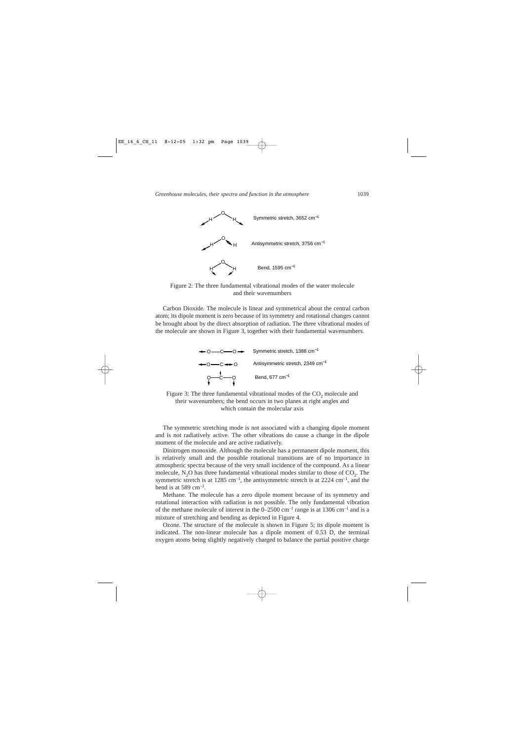Symmetric stretch, 3652 $cm^{-1}$

Antisymmetric stretch, 3756 $cm^{-1}$

Bend, 1595 $cm^{-1}$

Figure 2: The three fundamental vibrational modes of the water molecule and their wavenumbers

Carbon Dioxide. The molecule is linear and symmetrical about the central carbon atom; its dipole moment is zero because of its symmetry and rotational changes cannot be brought about by the direct absorption of radiation. The three vibrational modes of the molecule are shown in Figure 3, together with their fundamental wavenumbers.

Symmetric stretch, 1388 $cm^{-1}$

Antisymmetric stretch, 2349 $cm^{-1}$

Bend, 677 $cm^{-1}$

Figure 3: The three fundamental vibrational modes of the $CO_2$ molecule and their wavenumbers; the bend occurs in two planes at right angles and which contain the molecular axis

The symmetric stretching mode is not associated with a changing dipole moment and is not radiatively active. The other vibrations do cause a change in the dipole moment of the molecule and are active radiatively.

Dinitrogen monoxide. Although the molecule has a permanent dipole moment, this is relatively small and the possible rotational transitions are of no importance in atmospheric spectra because of the very small incidence of the compound. As a linear molecule, $N_2O$ has three fundamental vibrational modes similar to those of $CO_2$. The symmetric stretch is at 1285 $cm^{-1}$, the antisymmetric stretch is at 2224 $cm^{-1}$, and the bend is at 589 $cm^{-1}$.

Methane. The molecule has a zero dipole moment because of its symmetry and rotational interaction with radiation is not possible. The only fundamental vibration of the methane molecule of interest in the 0–2500 $cm^{-1}$ range is at 1306 $cm^{-1}$ and is a mixture of stretching and bending as depicted in Figure 4.

Ozone. The structure of the molecule is shown in Figure 5; its dipole moment is indicated. The non-linear molecule has a dipole moment of 0.53 D, the terminal oxygen atoms being slightly negatively charged to balance the partial positive charge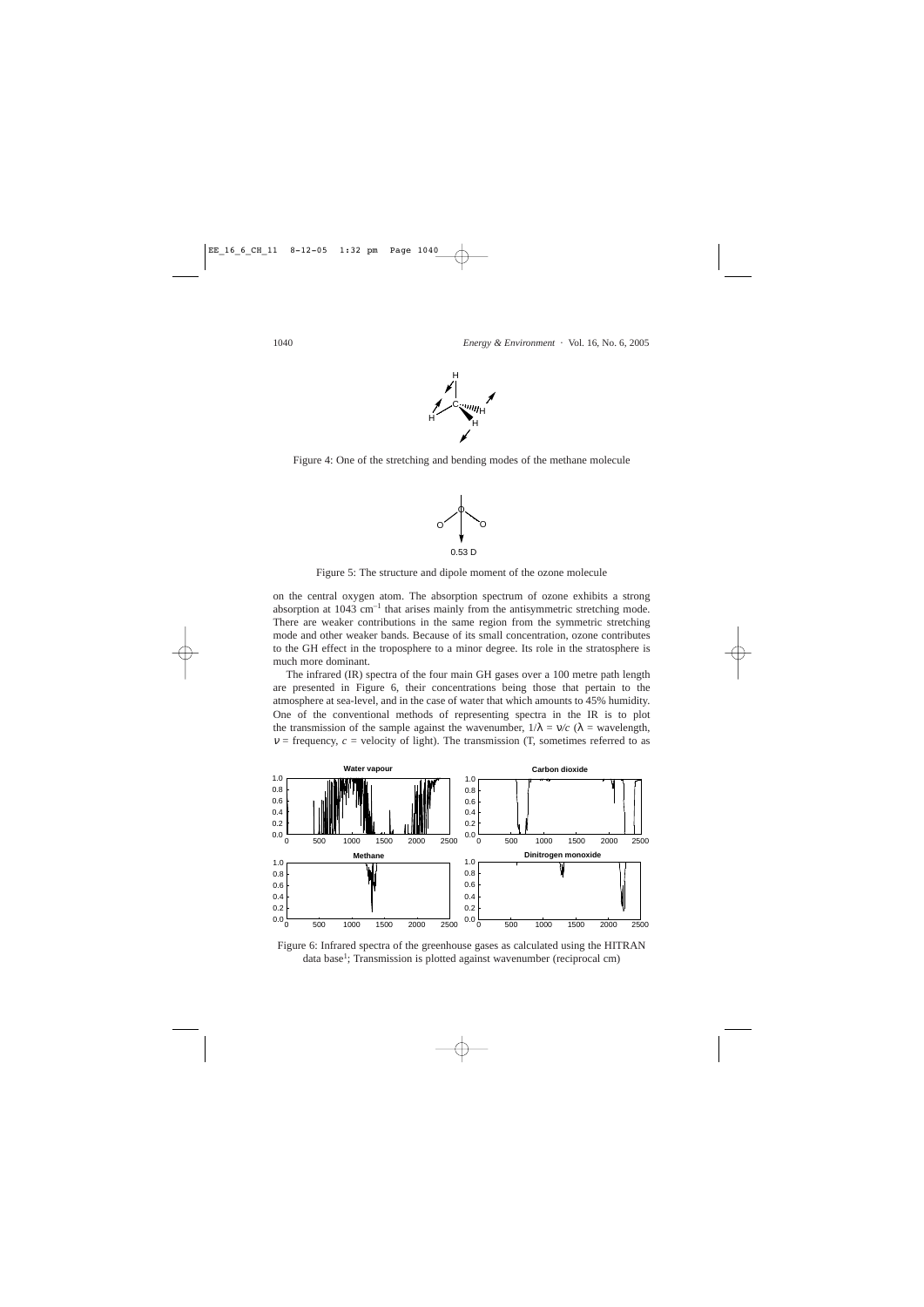Figure 4: One of the stretching and bending modes of the methane molecule

Figure 5: The structure and dipole moment of the ozone molecule

on the central oxygen atom. The absorption spectrum of ozone exhibits a strong absorption at 1043 $cm^{-1}$ that arises mainly from the antisymmetric stretching mode. There are weaker contributions in the same region from the symmetric stretching mode and other weaker bands. Because of its small concentration, ozone contributes to the GH effect in the troposphere to a minor degree. Its role in the stratosphere is much more dominant.

The infrared (IR) spectra of the four main GH gases over a 100 metre path length are presented in Figure 6, their concentrations being those that pertain to the atmosphere at sea-level, and in the case of water that which amounts to 45% humidity. One of the conventional methods of representing spectra in the IR is to plot the transmission of the sample against the wavenumber, $1/\lambda = \nu/c$ ($\lambda$ = wavelength, $\nu$ = frequency, $c$ = velocity of light). The transmission (T, sometimes referred to as

Figure 6: Infrared spectra of the greenhouse gases as calculated using the HITRAN data base[1]; Transmission is plotted against wavenumber (reciprocal cm)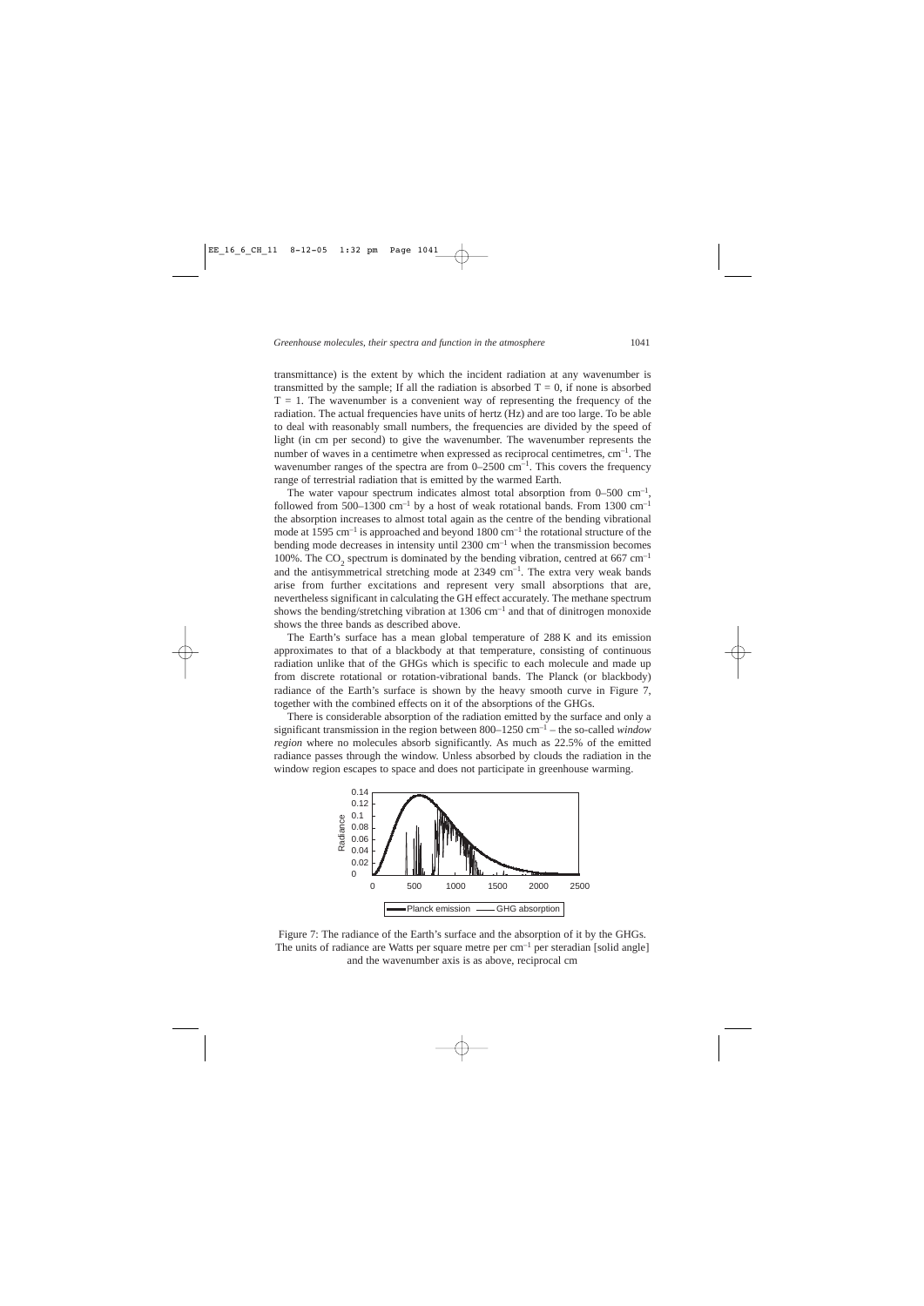transmittance) is the extent by which the incident radiation at any wavenumber is transmitted by the sample; If all the radiation is absorbed T = 0, if none is absorbed T = 1. The wavenumber is a convenient way of representing the frequency of the radiation. The actual frequencies have units of hertz (Hz) and are too large. To be able to deal with reasonably small numbers, the frequencies are divided by the speed of light (in cm per second) to give the wavenumber. The wavenumber represents the number of waves in a centimetre when expressed as reciprocal centimetres, $cm^{-1}$. The wavenumber ranges of the spectra are from 0–2500 $cm^{-1}$. This covers the frequency range of terrestrial radiation that is emitted by the warmed Earth.

The water vapour spectrum indicates almost total absorption from 0–500 $cm^{-1}$, followed from 500–1300 $cm^{-1}$ by a host of weak rotational bands. From 1300 $cm^{-1}$ the absorption increases to almost total again as the centre of the bending vibrational mode at 1595 $cm^{-1}$ is approached and beyond 1800 $cm^{-1}$ the rotational structure of the bending mode decreases in intensity until 2300 $cm^{-1}$ when the transmission becomes 100%. The $CO_2$ spectrum is dominated by the bending vibration, centred at 667 $cm^{-1}$ and the antisymmetrical stretching mode at 2349 $cm^{-1}$. The extra very weak bands arise from further excitations and represent very small absorptions that are, nevertheless significant in calculating the GH effect accurately. The methane spectrum shows the bending/stretching vibration at 1306 $cm^{-1}$ and that of dinitrogen monoxide shows the three bands as described above.

The Earth's surface has a mean global temperature of 288 K and its emission approximates to that of a blackbody at that temperature, consisting of continuous radiation unlike that of the GHGs which is specific to each molecule and made up from discrete rotational or rotation-vibrational bands. The Planck (or blackbody) radiance of the Earth's surface is shown by the heavy smooth curve in Figure 7, together with the combined effects on it of the absorptions of the GHGs.

There is considerable absorption of the radiation emitted by the surface and only a significant transmission in the region between 800–1250 $cm^{-1}$ – the so-called *window region* where no molecules absorb significantly. As much as 22.5% of the emitted radiance passes through the window. Unless absorbed by clouds the radiation in the window region escapes to space and does not participate in greenhouse warming.

Figure 7: The radiance of the Earth's surface and the absorption of it by the GHGs. The units of radiance are Watts per square metre per $cm^{-1}$ per steradian [solid angle] and the wavenumber axis is as above, reciprocal cm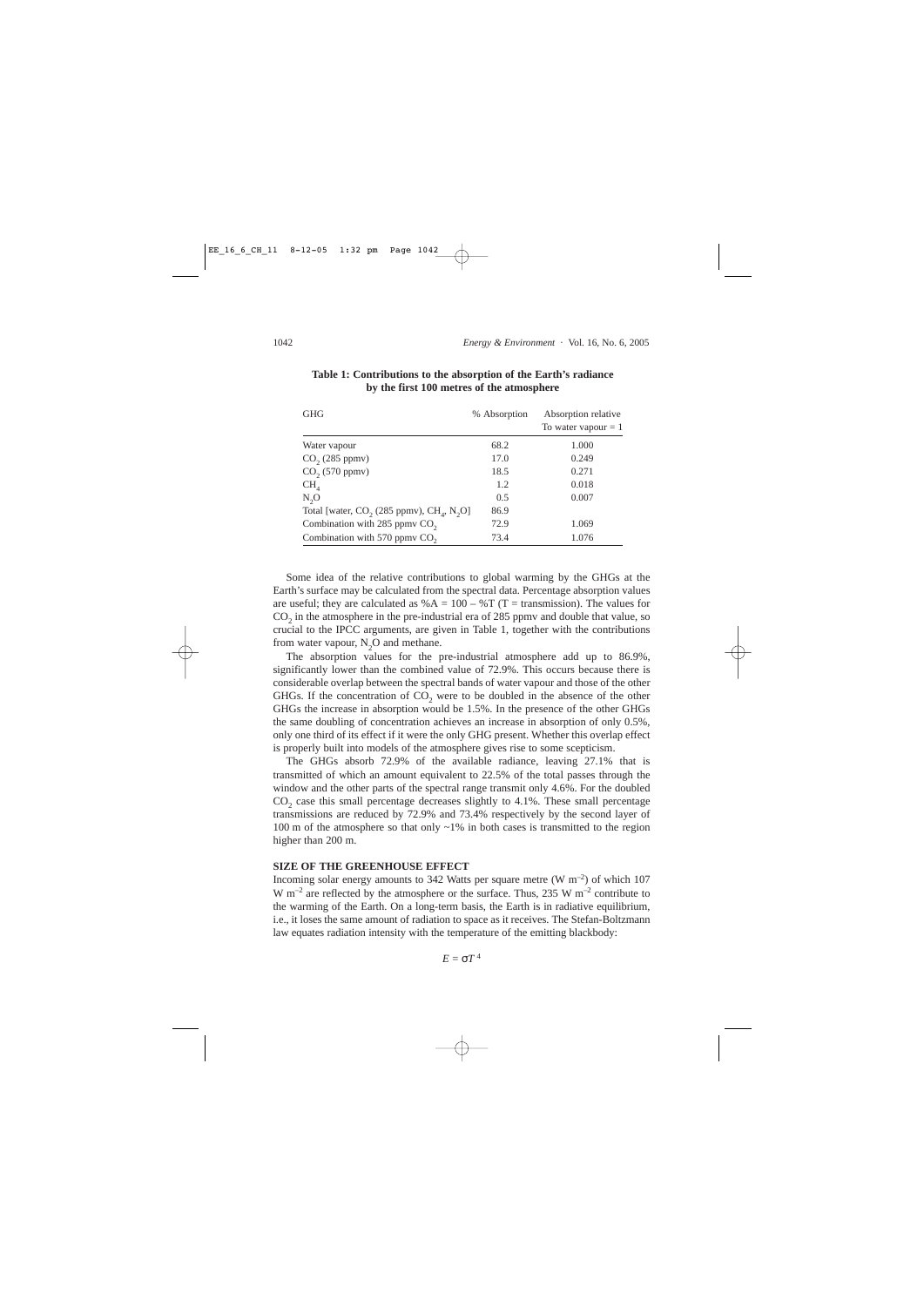**Table 1: Contributions to the absorption of the Earth's radiance by the first 100 metres of the atmosphere**

| GHG | % Absorption | Absorption relative To water vapour = 1 |
|---|---|---|
| Water vapour | 68.2 | 1.000 |
| $CO_2$ (285 ppmv) | 17.0 | 0.249 |
| $CO_2$ (570 ppmv) | 18.5 | 0.271 |
| $CH_4$ | 1.2 | 0.018 |
| $N_2O$ | 0.5 | 0.007 |
| Total [water, $CO_2$ (285 ppmv), $CH_4$, $N_2O$] | 86.9 | |
| Combination with 285 ppmv $CO_2$ | 72.9 | 1.069 |
| Combination with 570 ppmv $CO_2$ | 73.4 | 1.076 |

Some idea of the relative contributions to global warming by the GHGs at the Earth's surface may be calculated from the spectral data. Percentage absorption values are useful; they are calculated as %A = 100 – %T (T = transmission). The values for $CO_2$ in the atmosphere in the pre-industrial era of 285 ppmv and double that value, so crucial to the IPCC arguments, are given in Table 1, together with the contributions from water vapour, $N_2O$ and methane.

The absorption values for the pre-industrial atmosphere add up to 86.9%, significantly lower than the combined value of 72.9%. This occurs because there is considerable overlap between the spectral bands of water vapour and those of the other GHGs. If the concentration of $CO_2$ were to be doubled in the absence of the other GHGs the increase in absorption would be 1.5%. In the presence of the other GHGs the same doubling of concentration achieves an increase in absorption of only 0.5%, only one third of its effect if it were the only GHG present. Whether this overlap effect is properly built into models of the atmosphere gives rise to some scepticism.

The GHGs absorb 72.9% of the available radiance, leaving 27.1% that is transmitted of which an amount equivalent to 22.5% of the total passes through the window and the other parts of the spectral range transmit only 4.6%. For the doubled $CO_2$ case this small percentage decreases slightly to 4.1%. These small percentage transmissions are reduced by 72.9% and 73.4% respectively by the second layer of 100 m of the atmosphere so that only ~1% in both cases is transmitted to the region higher than 200 m.

## SIZE OF THE GREENHOUSE EFFECT

Incoming solar energy amounts to 342 Watts per square metre (W m$^{-2}$) of which 107 W m$^{-2}$ are reflected by the atmosphere or the surface. Thus, 235 W m$^{-2}$ contribute to the warming of the Earth. On a long-term basis, the Earth is in radiative equilibrium, i.e., it loses the same amount of radiation to space as it receives. The Stefan-Boltzmann law equates radiation intensity with the temperature of the emitting blackbody:

$$E = \sigma T^4$$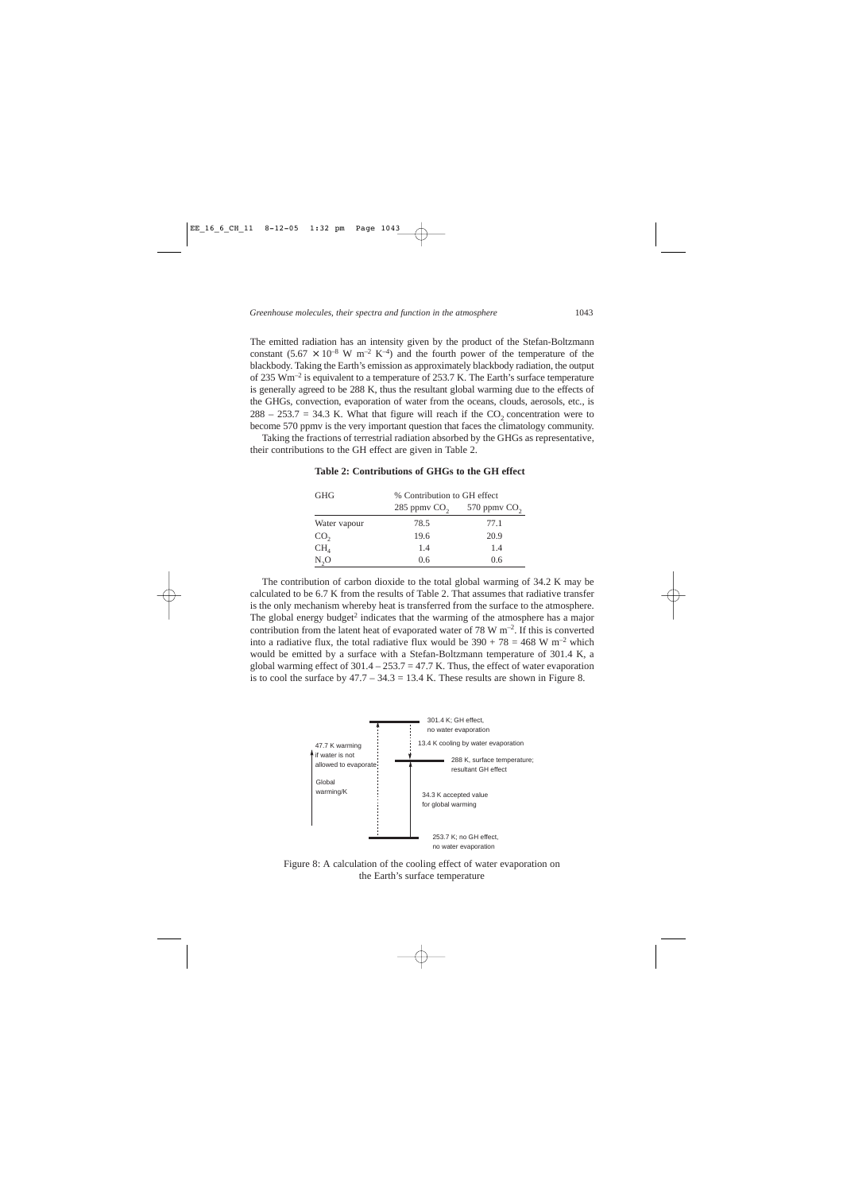The emitted radiation has an intensity given by the product of the Stefan-Boltzmann constant ($5.67 \times 10^{-8}$ W m$^{-2}$ K$^{-4}$) and the fourth power of the temperature of the blackbody. Taking the Earth's emission as approximately blackbody radiation, the output of 235 Wm$^{-2}$ is equivalent to a temperature of 253.7 K. The Earth's surface temperature is generally agreed to be 288 K, thus the resultant global warming due to the effects of the GHGs, convection, evaporation of water from the oceans, clouds, aerosols, etc., is $288 - 253.7 = 34.3$ K. What that figure will reach if the $CO_2$ concentration were to become 570 ppmv is the very important question that faces the climatology community.

Taking the fractions of terrestrial radiation absorbed by the GHGs as representative, their contributions to the GH effect are given in Table 2.

**Table 2: Contributions of GHGs to the GH effect**

| GHG | % Contribution to GH effect | |
|---|---|---|
| | 285 ppmv $CO_2$ | 570 ppmv $CO_2$ |
| Water vapour | 78.5 | 77.1 |
| $CO_2$ | 19.6 | 20.9 |
| $CH_4$ | 1.4 | 1.4 |
| $N_2O$ | 0.6 | 0.6 |

The contribution of carbon dioxide to the total global warming of 34.2 K may be calculated to be 6.7 K from the results of Table 2. That assumes that radiative transfer is the only mechanism whereby heat is transferred from the surface to the atmosphere. The global energy budget[2] indicates that the warming of the atmosphere has a major contribution from the latent heat of evaporated water of 78 W m$^{-2}$. If this is converted into a radiative flux, the total radiative flux would be $390 + 78 = 468$ W m$^{-2}$ which would be emitted by a surface with a Stefan-Boltzmann temperature of 301.4 K, a global warming effect of $301.4 - 253.7 = 47.7$ K. Thus, the effect of water evaporation is to cool the surface by $47.7 - 34.3 = 13.4$ K. These results are shown in Figure 8.

Figure 8: A calculation of the cooling effect of water evaporation on the Earth's surface temperature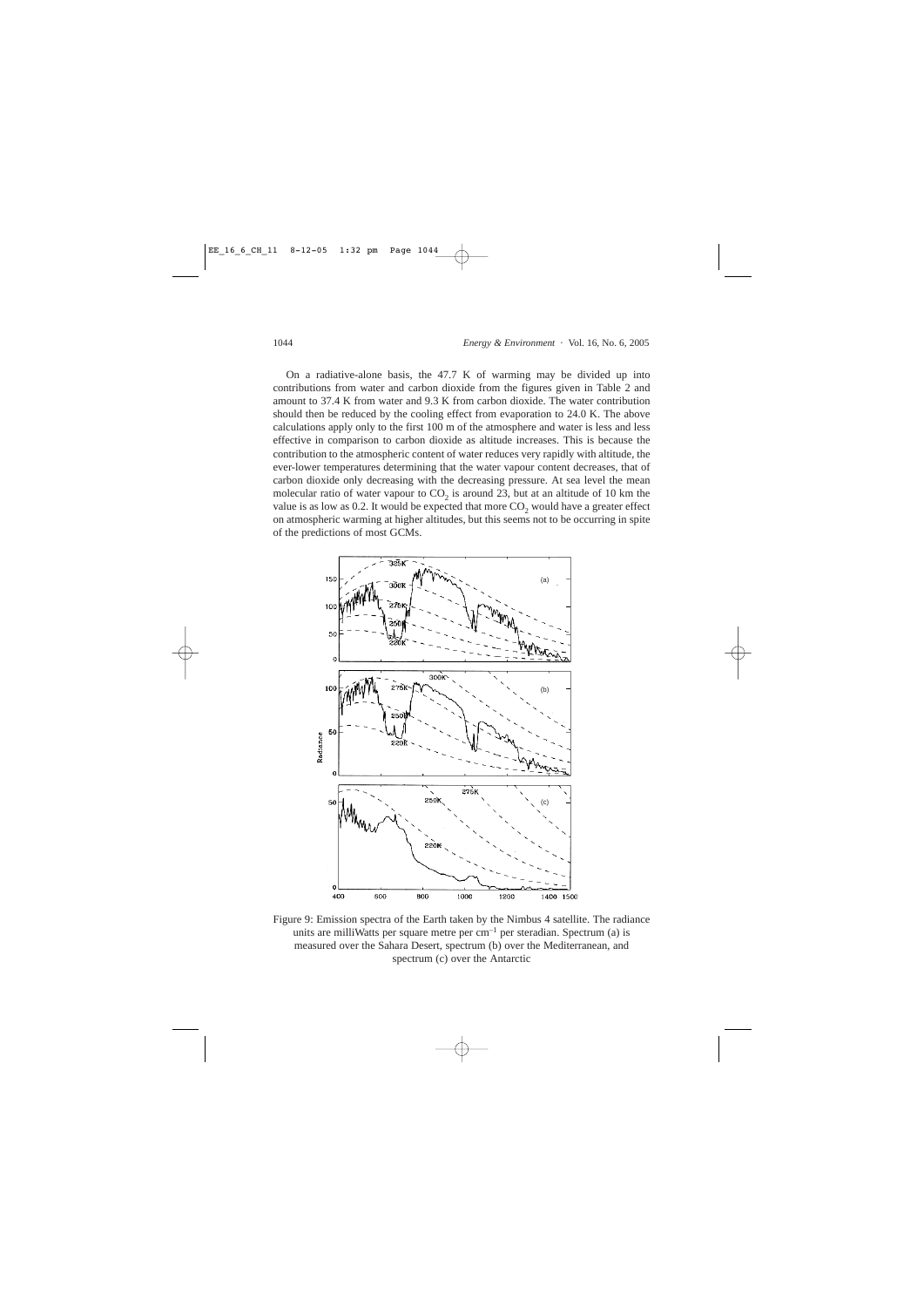On a radiative-alone basis, the 47.7 K of warming may be divided up into contributions from water and carbon dioxide from the figures given in Table 2 and amount to 37.4 K from water and 9.3 K from carbon dioxide. The water contribution should then be reduced by the cooling effect from evaporation to 24.0 K. The above calculations apply only to the first 100 m of the atmosphere and water is less and less effective in comparison to carbon dioxide as altitude increases. This is because the contribution to the atmospheric content of water reduces very rapidly with altitude, the ever-lower temperatures determining that the water vapour content decreases, that of carbon dioxide only decreasing with the decreasing pressure. At sea level the mean molecular ratio of water vapour to $CO_2$ is around 23, but at an altitude of 10 km the value is as low as 0.2. It would be expected that more $CO_2$ would have a greater effect on atmospheric warming at higher altitudes, but this seems not to be occurring in spite of the predictions of most GCMs.

Figure 9: Emission spectra of the Earth taken by the Nimbus 4 satellite. The radiance units are milliWatts per square metre per $cm^{-1}$ per steradian. Spectrum (a) is measured over the Sahara Desert, spectrum (b) over the Mediterranean, and spectrum (c) over the Antarctic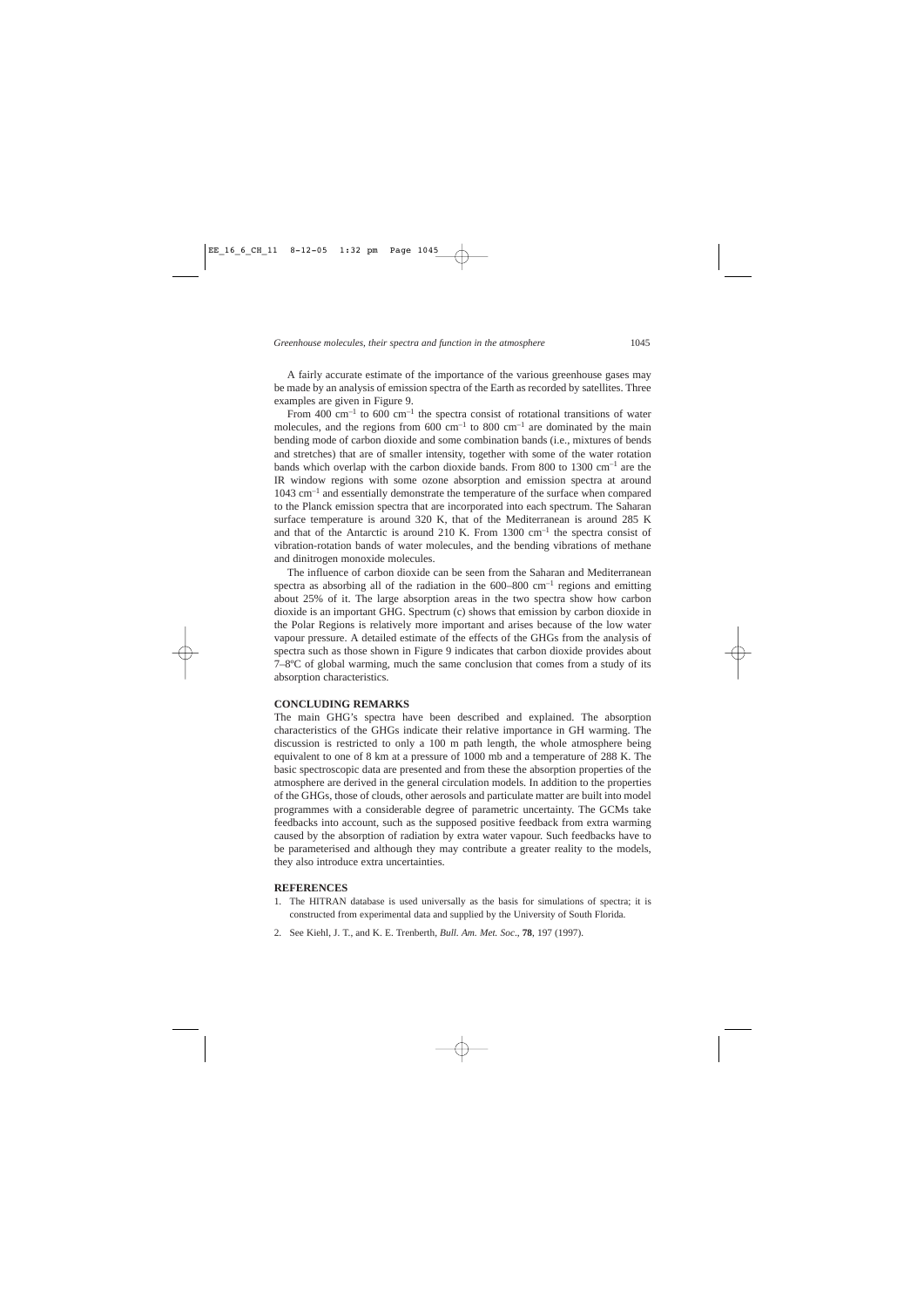A fairly accurate estimate of the importance of the various greenhouse gases may be made by an analysis of emission spectra of the Earth as recorded by satellites. Three examples are given in Figure 9.

From 400 $cm^{-1}$ to 600 $cm^{-1}$ the spectra consist of rotational transitions of water molecules, and the regions from 600 $cm^{-1}$ to 800 $cm^{-1}$ are dominated by the main bending mode of carbon dioxide and some combination bands (i.e., mixtures of bends and stretches) that are of smaller intensity, together with some of the water rotation bands which overlap with the carbon dioxide bands. From 800 to 1300 $cm^{-1}$ are the IR window regions with some ozone absorption and emission spectra at around 1043 $cm^{-1}$ and essentially demonstrate the temperature of the surface when compared to the Planck emission spectra that are incorporated into each spectrum. The Saharan surface temperature is around 320 K, that of the Mediterranean is around 285 K and that of the Antarctic is around 210 K. From 1300 $cm^{-1}$ the spectra consist of vibration-rotation bands of water molecules, and the bending vibrations of methane and dinitrogen monoxide molecules.

The influence of carbon dioxide can be seen from the Saharan and Mediterranean spectra as absorbing all of the radiation in the 600–800 $cm^{-1}$ regions and emitting about 25% of it. The large absorption areas in the two spectra show how carbon dioxide is an important GHG. Spectrum (c) shows that emission by carbon dioxide in the Polar Regions is relatively more important and arises because of the low water vapour pressure. A detailed estimate of the effects of the GHGs from the analysis of spectra such as those shown in Figure 9 indicates that carbon dioxide provides about 7–8ºC of global warming, much the same conclusion that comes from a study of its absorption characteristics.

## CONCLUDING REMARKS

The main GHG's spectra have been described and explained. The absorption characteristics of the GHGs indicate their relative importance in GH warming. The discussion is restricted to only a 100 m path length, the whole atmosphere being equivalent to one of 8 km at a pressure of 1000 mb and a temperature of 288 K. The basic spectroscopic data are presented and from these the absorption properties of the atmosphere are derived in the general circulation models. In addition to the properties of the GHGs, those of clouds, other aerosols and particulate matter are built into model programmes with a considerable degree of parametric uncertainty. The GCMs take feedbacks into account, such as the supposed positive feedback from extra warming caused by the absorption of radiation by extra water vapour. Such feedbacks have to be parameterised and although they may contribute a greater reality to the models, they also introduce extra uncertainties.

## REFERENCES

1. The HITRAN database is used universally as the basis for simulations of spectra; it is constructed from experimental data and supplied by the University of South Florida.
2. See Kiehl, J. T., and K. E. Trenberth, *Bull. Am. Met. Soc*., **78**, 197 (1997).